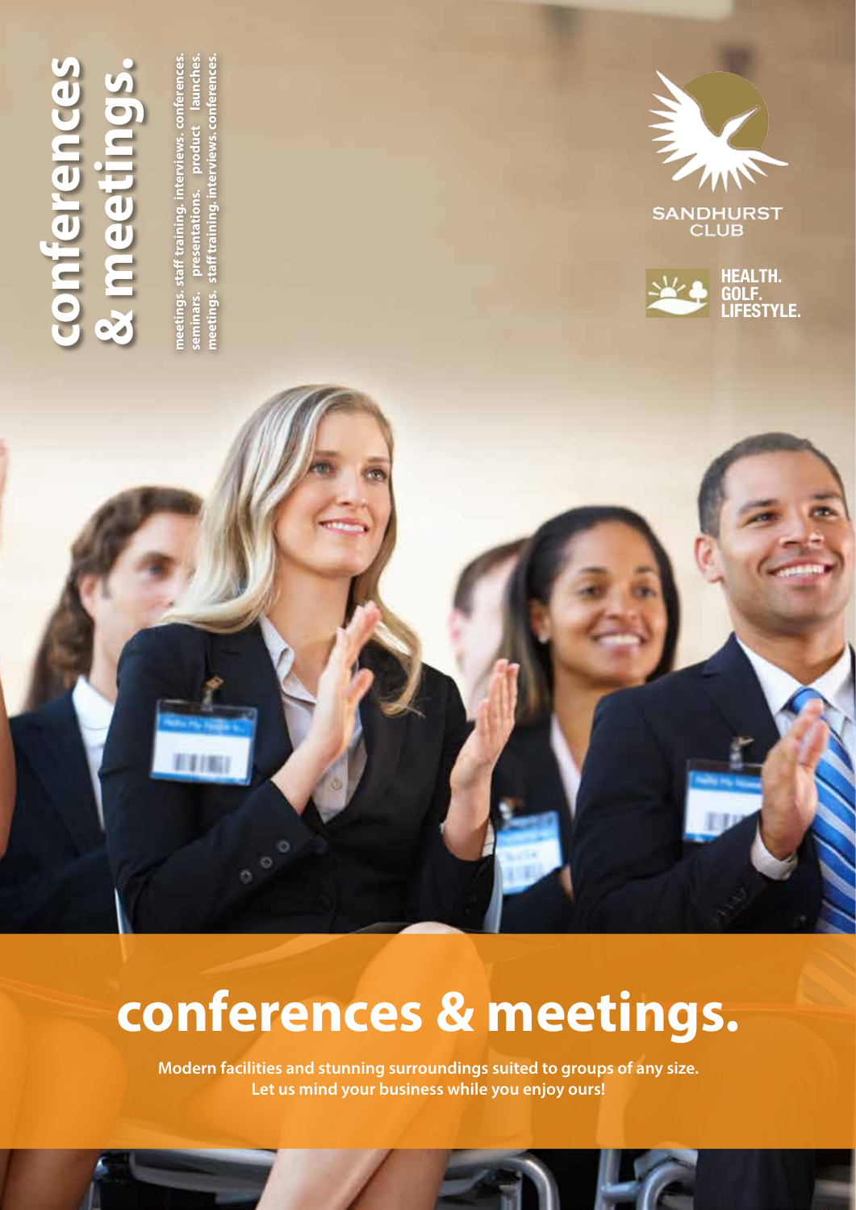# conferences & meetings.

meetings. staff training. interviews. conferences. seminars. presentations. product launches. meetings. staff training. interviews. conferences.

SANDHURST CLUB

HEALTH. GOLF. LIFESTYLE.

# conferences & meetings.

**Modern facilities and stunning surroundings suited to groups of any size.**
**Let us mind your business while you enjoy ours!**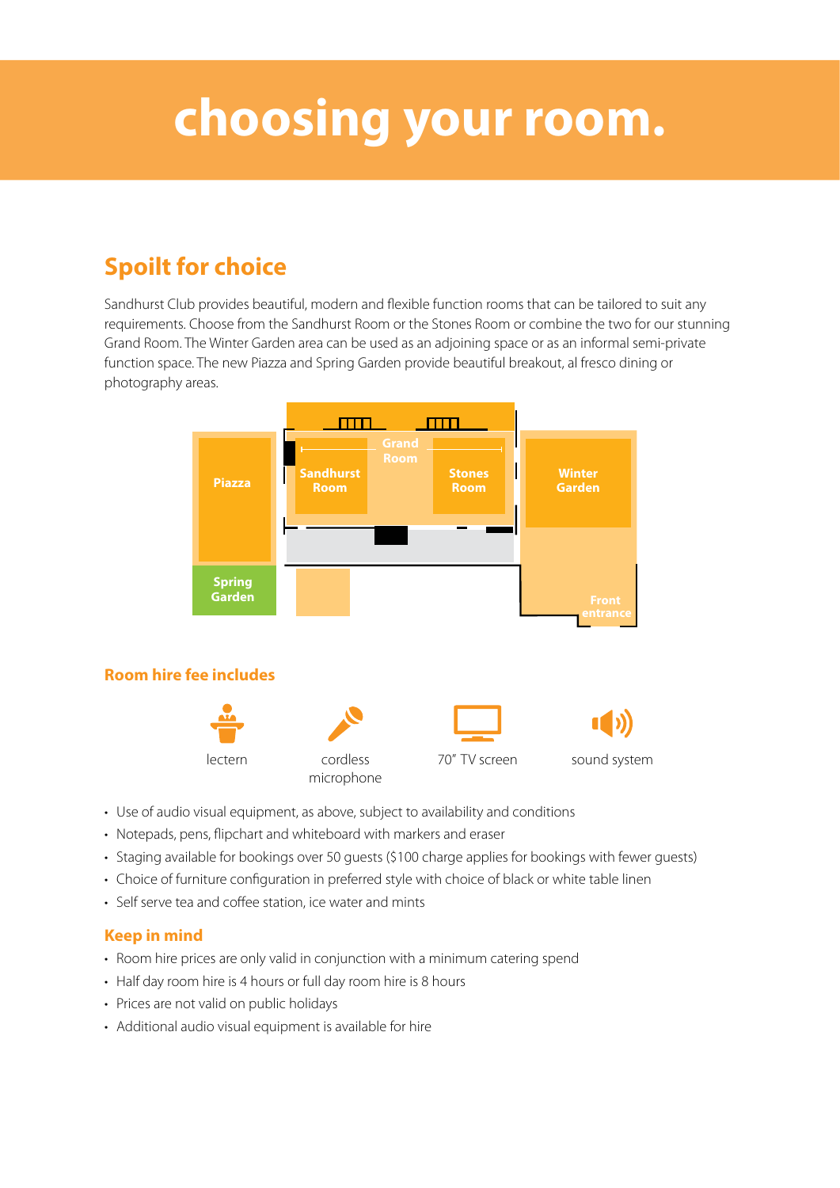# choosing your room.

## Spoilt for choice

Sandhurst Club provides beautiful, modern and flexible function rooms that can be tailored to suit any requirements. Choose from the Sandhurst Room or the Stones Room or combine the two for our stunning Grand Room. The Winter Garden area can be used as an adjoining space or as an informal semi-private function space. The new Piazza and Spring Garden provide beautiful breakout, al fresco dining or photography areas.

Piazza

Spring Garden

Grand Room

Sandhurst Room

Stones Room

Winter Garden

Front entrance

## Room hire fee includes

lectern

cordless microphone

70" TV screen

sound system

- Use of audio visual equipment, as above, subject to availability and conditions
- Notepads, pens, flipchart and whiteboard with markers and eraser
- Staging available for bookings over 50 guests ($100 charge applies for bookings with fewer guests)
- Choice of furniture configuration in preferred style with choice of black or white table linen
- Self serve tea and coffee station, ice water and mints

## Keep in mind

- Room hire prices are only valid in conjunction with a minimum catering spend
- Half day room hire is 4 hours or full day room hire is 8 hours
- Prices are not valid on public holidays
- Additional audio visual equipment is available for hire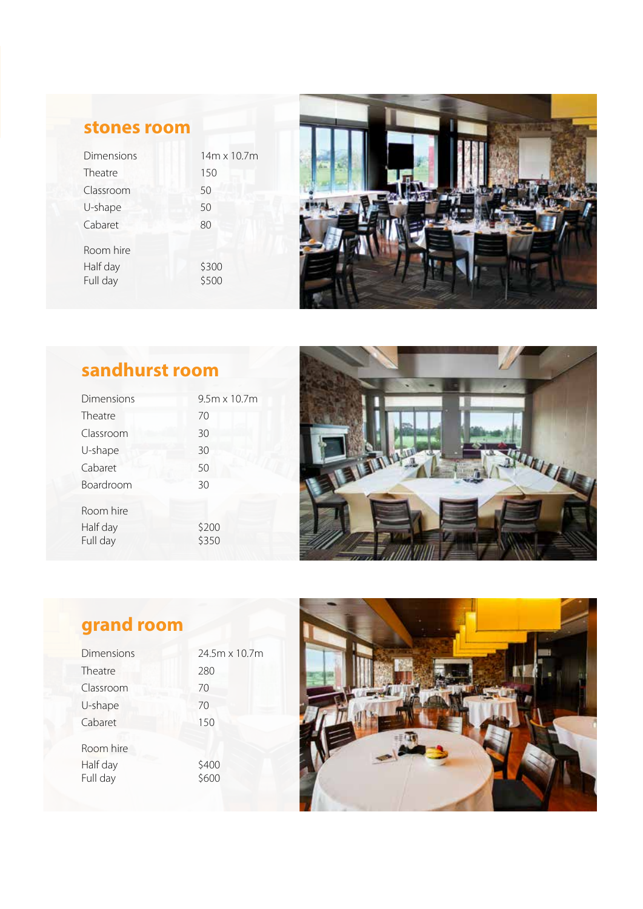## stones room

| | |
|---|---|
| Dimensions | 14m x 10.7m |
| Theatre | 150 |
| Classroom | 50 |
| U-shape | 50 |
| Cabaret | 80 |

| Room hire | |
|---|---|
| Half day | $300 |
| Full day | $500 |

## sandhurst room

| | |
|---|---|
| Dimensions | 9.5m x 10.7m |
| Theatre | 70 |
| Classroom | 30 |
| U-shape | 30 |
| Cabaret | 50 |
| Boardroom | 30 |

| Room hire | |
|---|---|
| Half day | $200 |
| Full day | $350 |

## grand room

| | |
|---|---|
| Dimensions | 24.5m x 10.7m |
| Theatre | 280 |
| Classroom | 70 |
| U-shape | 70 |
| Cabaret | 150 |

| Room hire | |
|---|---|
| Half day | $400 |
| Full day | $600 |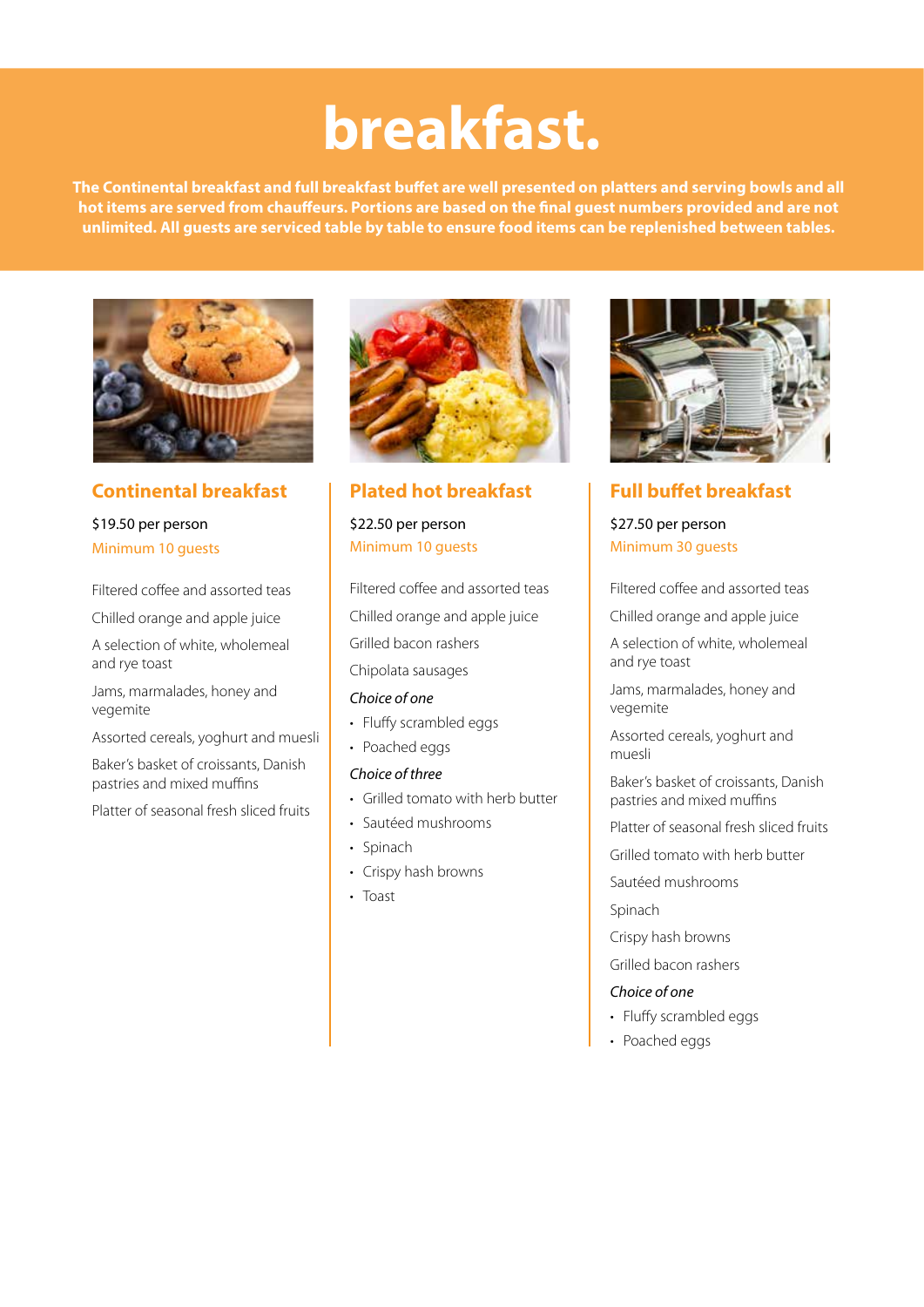# breakfast.

**The Continental breakfast and full breakfast buffet are well presented on platters and serving bowls and all hot items are served from chauffeurs. Portions are based on the final guest numbers provided and are not unlimited. All guests are serviced table by table to ensure food items can be replenished between tables.**

## Continental breakfast

$19.50 per person

Minimum 10 guests

Filtered coffee and assorted teas

Chilled orange and apple juice

A selection of white, wholemeal and rye toast

Jams, marmalades, honey and vegemite

Assorted cereals, yoghurt and muesli

Baker's basket of croissants, Danish pastries and mixed muffins

Platter of seasonal fresh sliced fruits

## Plated hot breakfast

$22.50 per person

Minimum 10 guests

Filtered coffee and assorted teas

Chilled orange and apple juice

Grilled bacon rashers

Chipolata sausages

*Choice of one*

- Fluffy scrambled eggs
- Poached eggs

*Choice of three*

- Grilled tomato with herb butter
- Sautéed mushrooms
- Spinach
- Crispy hash browns
- Toast

## Full buffet breakfast

$27.50 per person

Minimum 30 guests

Filtered coffee and assorted teas

Chilled orange and apple juice

A selection of white, wholemeal and rye toast

Jams, marmalades, honey and vegemite

Assorted cereals, yoghurt and muesli

Baker's basket of croissants, Danish pastries and mixed muffins

Platter of seasonal fresh sliced fruits

Grilled tomato with herb butter

Sautéed mushrooms

Spinach

Crispy hash browns

Grilled bacon rashers

*Choice of one*

- Fluffy scrambled eggs
- Poached eggs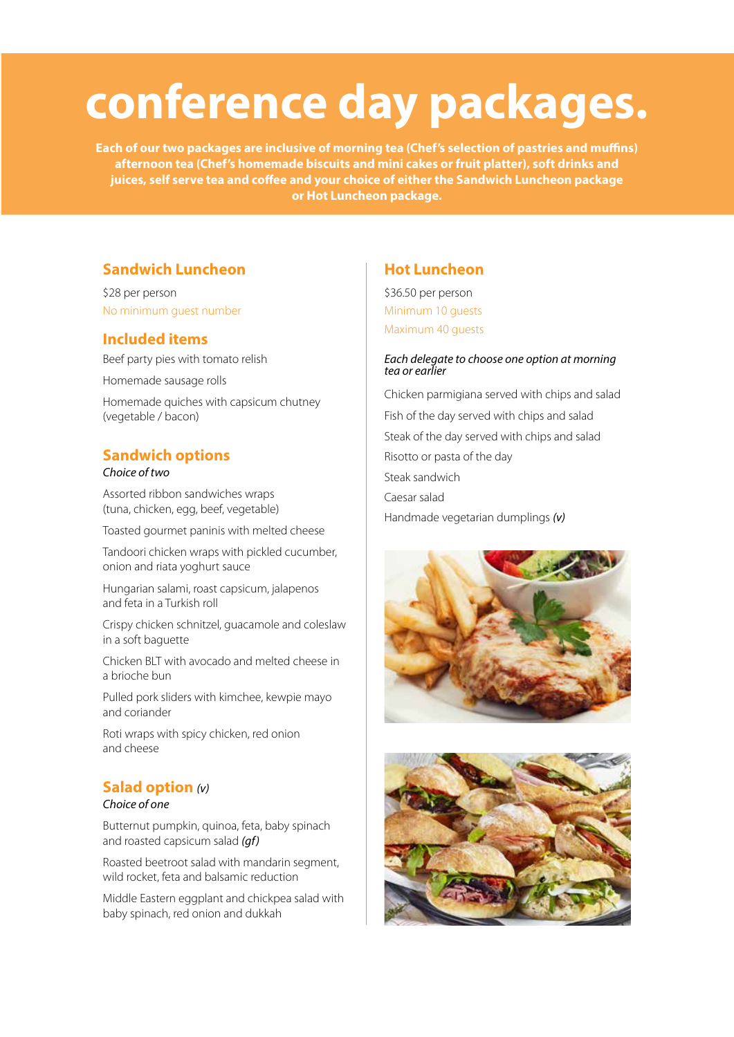# conference day packages.

**Each of our two packages are inclusive of morning tea (Chef's selection of pastries and muffins) afternoon tea (Chef's homemade biscuits and mini cakes or fruit platter), soft drinks and juices, self serve tea and coffee and your choice of either the Sandwich Luncheon package or Hot Luncheon package.**

## Sandwich Luncheon

$28 per person

No minimum guest number

### Included items

Beef party pies with tomato relish

Homemade sausage rolls

Homemade quiches with capsicum chutney (vegetable / bacon)

### Sandwich options

*Choice of two*

Assorted ribbon sandwiches wraps (tuna, chicken, egg, beef, vegetable)

Toasted gourmet paninis with melted cheese

Tandoori chicken wraps with pickled cucumber, onion and riata yoghurt sauce

Hungarian salami, roast capsicum, jalapenos and feta in a Turkish roll

Crispy chicken schnitzel, guacamole and coleslaw in a soft baguette

Chicken BLT with avocado and melted cheese in a brioche bun

Pulled pork sliders with kimchee, kewpie mayo and coriander

Roti wraps with spicy chicken, red onion and cheese

### Salad option *(v)*

*Choice of one*

Butternut pumpkin, quinoa, feta, baby spinach and roasted capsicum salad *(gf)*

Roasted beetroot salad with mandarin segment, wild rocket, feta and balsamic reduction

Middle Eastern eggplant and chickpea salad with baby spinach, red onion and dukkah

## Hot Luncheon

$36.50 per person

Minimum 10 guests

Maximum 40 guests

*Each delegate to choose one option at morning tea or earlier*

Chicken parmigiana served with chips and salad

Fish of the day served with chips and salad

Steak of the day served with chips and salad

Risotto or pasta of the day

Steak sandwich

Caesar salad

Handmade vegetarian dumplings *(v)*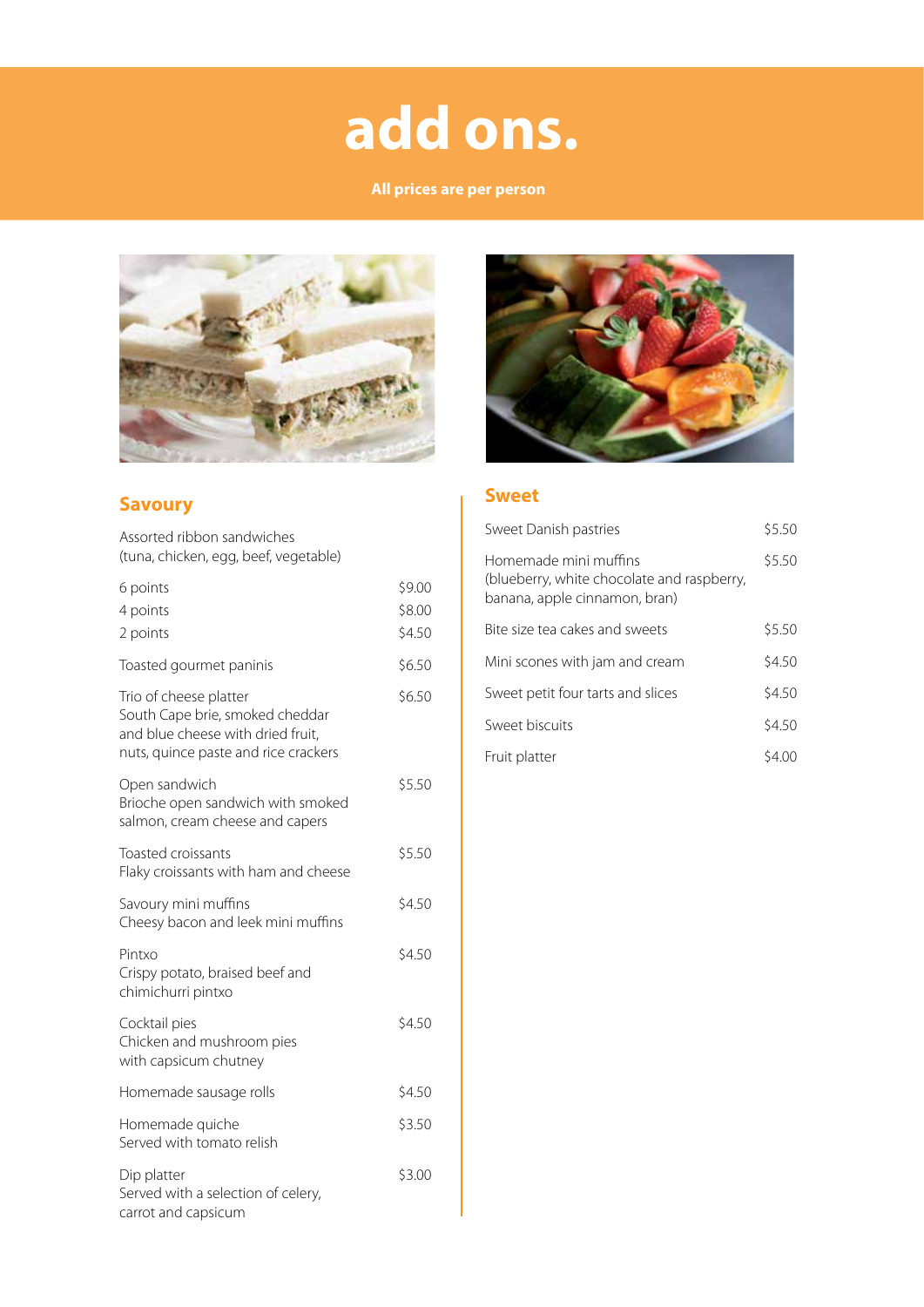# add ons.

**All prices are per person**

## Savoury

Assorted ribbon sandwiches
(tuna, chicken, egg, beef, vegetable)

| | |
|---|---|
| 6 points | $9.00 |
| 4 points | $8.00 |
| 2 points | $4.50 |
| Toasted gourmet paninis | $6.50 |
| Trio of cheese platter<br>South Cape brie, smoked cheddar and blue cheese with dried fruit, nuts, quince paste and rice crackers | $6.50 |
| Open sandwich<br>Brioche open sandwich with smoked salmon, cream cheese and capers | $5.50 |
| Toasted croissants<br>Flaky croissants with ham and cheese | $5.50 |
| Savoury mini muffins<br>Cheesy bacon and leek mini muffins | $4.50 |
| Pintxo<br>Crispy potato, braised beef and chimichurri pintxo | $4.50 |
| Cocktail pies<br>Chicken and mushroom pies with capsicum chutney | $4.50 |
| Homemade sausage rolls | $4.50 |
| Homemade quiche<br>Served with tomato relish | $3.50 |
| Dip platter<br>Served with a selection of celery, carrot and capsicum | $3.00 |

## Sweet

| | |
|---|---|
| Sweet Danish pastries | $5.50 |
| Homemade mini muffins<br>(blueberry, white chocolate and raspberry, banana, apple cinnamon, bran) | $5.50 |
| Bite size tea cakes and sweets | $5.50 |
| Mini scones with jam and cream | $4.50 |
| Sweet petit four tarts and slices | $4.50 |
| Sweet biscuits | $4.50 |
| Fruit platter | $4.00 |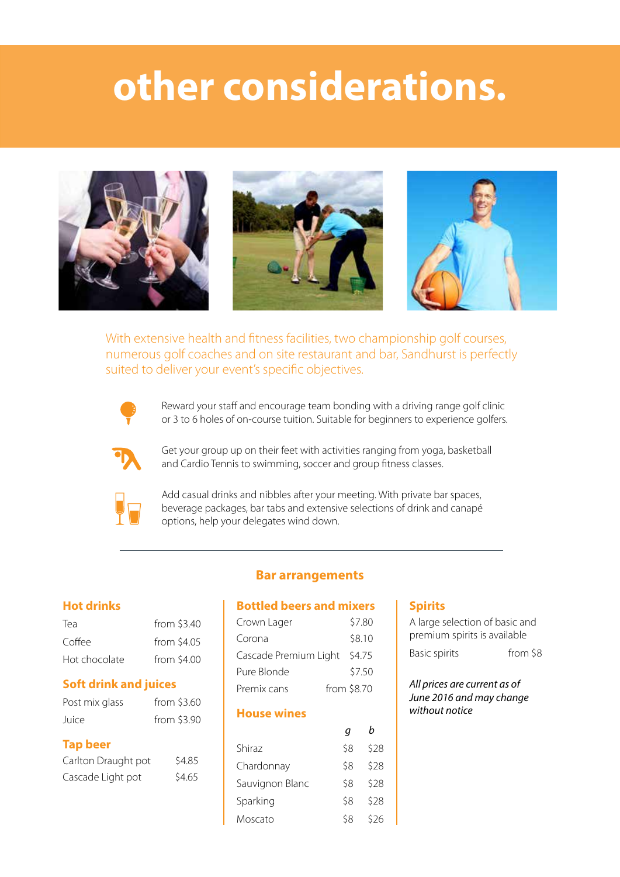# other considerations.

With extensive health and fitness facilities, two championship golf courses, numerous golf coaches and on site restaurant and bar, Sandhurst is perfectly suited to deliver your event's specific objectives.

Reward your staff and encourage team bonding with a driving range golf clinic or 3 to 6 holes of on-course tuition. Suitable for beginners to experience golfers.

Get your group up on their feet with activities ranging from yoga, basketball and Cardio Tennis to swimming, soccer and group fitness classes.

Add casual drinks and nibbles after your meeting. With private bar spaces, beverage packages, bar tabs and extensive selections of drink and canapé options, help your delegates wind down.

---

## Bar arrangements

### Hot drinks

| | |
|---|---|
| Tea | from $3.40 |
| Coffee | from $4.05 |
| Hot chocolate | from $4.00 |

### Soft drink and juices

| | |
|---|---|
| Post mix glass | from $3.60 |
| Juice | from $3.90 |

### Tap beer

| | |
|---|---|
| Carlton Draught pot | $4.85 |
| Cascade Light pot | $4.65 |

### Bottled beers and mixers

| | |
|---|---|
| Crown Lager | $7.80 |
| Corona | $8.10 |
| Cascade Premium Light | $4.75 |
| Pure Blonde | $7.50 |
| Premix cans | from $8.70 |

### House wines

| | *g* | *b* |
|---|---|---|
| Shiraz | $8 | $28 |
| Chardonnay | $8 | $28 |
| Sauvignon Blanc | $8 | $28 |
| Sparking | $8 | $28 |
| Moscato | $8 | $26 |

### Spirits

A large selection of basic and premium spirits is available

| | |
|---|---|
| Basic spirits | from $8 |

*All prices are current as of June 2016 and may change without notice*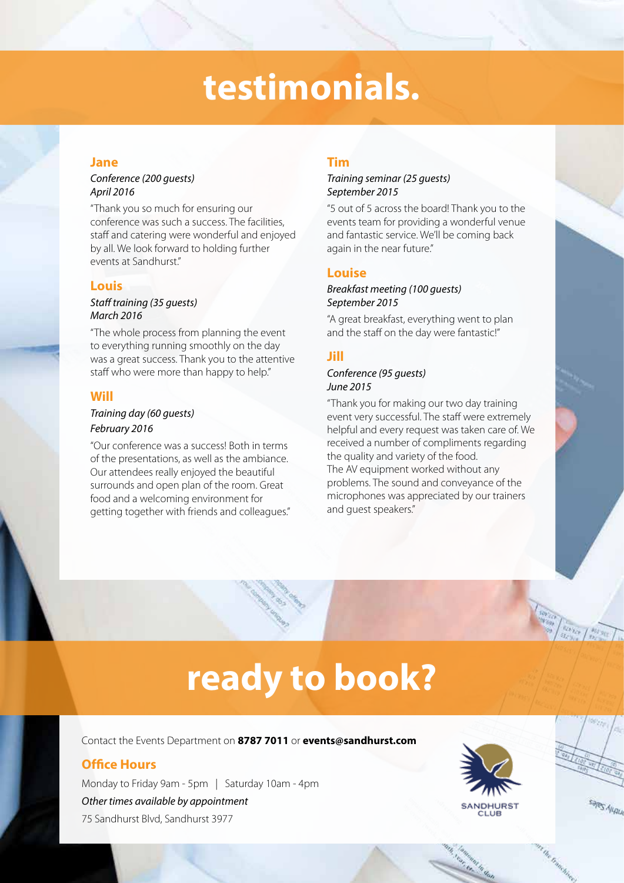# testimonials.

### Jane

*Conference (200 guests)*
*April 2016*

"Thank you so much for ensuring our conference was such a success. The facilities, staff and catering were wonderful and enjoyed by all. We look forward to holding further events at Sandhurst."

### Louis

*Staff training (35 guests)*
*March 2016*

"The whole process from planning the event to everything running smoothly on the day was a great success. Thank you to the attentive staff who were more than happy to help."

### Will

*Training day (60 guests)*
*February 2016*

"Our conference was a success! Both in terms of the presentations, as well as the ambiance. Our attendees really enjoyed the beautiful surrounds and open plan of the room. Great food and a welcoming environment for getting together with friends and colleagues."

### Tim

*Training seminar (25 guests)*
*September 2015*

"5 out of 5 across the board! Thank you to the events team for providing a wonderful venue and fantastic service. We'll be coming back again in the near future."

### Louise

*Breakfast meeting (100 guests)*
*September 2015*

"A great breakfast, everything went to plan and the staff on the day were fantastic!"

### Jill

*Conference (95 guests)*
*June 2015*

"Thank you for making our two day training event very successful. The staff were extremely helpful and every request was taken care of. We received a number of compliments regarding the quality and variety of the food.
The AV equipment worked without any problems. The sound and conveyance of the microphones was appreciated by our trainers and guest speakers."

# ready to book?

Contact the Events Department on **8787 7011** or **events@sandhurst.com**

### Office Hours

Monday to Friday 9am - 5pm | Saturday 10am - 4pm
*Other times available by appointment*
75 Sandhurst Blvd, Sandhurst 3977

SANDHURST CLUB